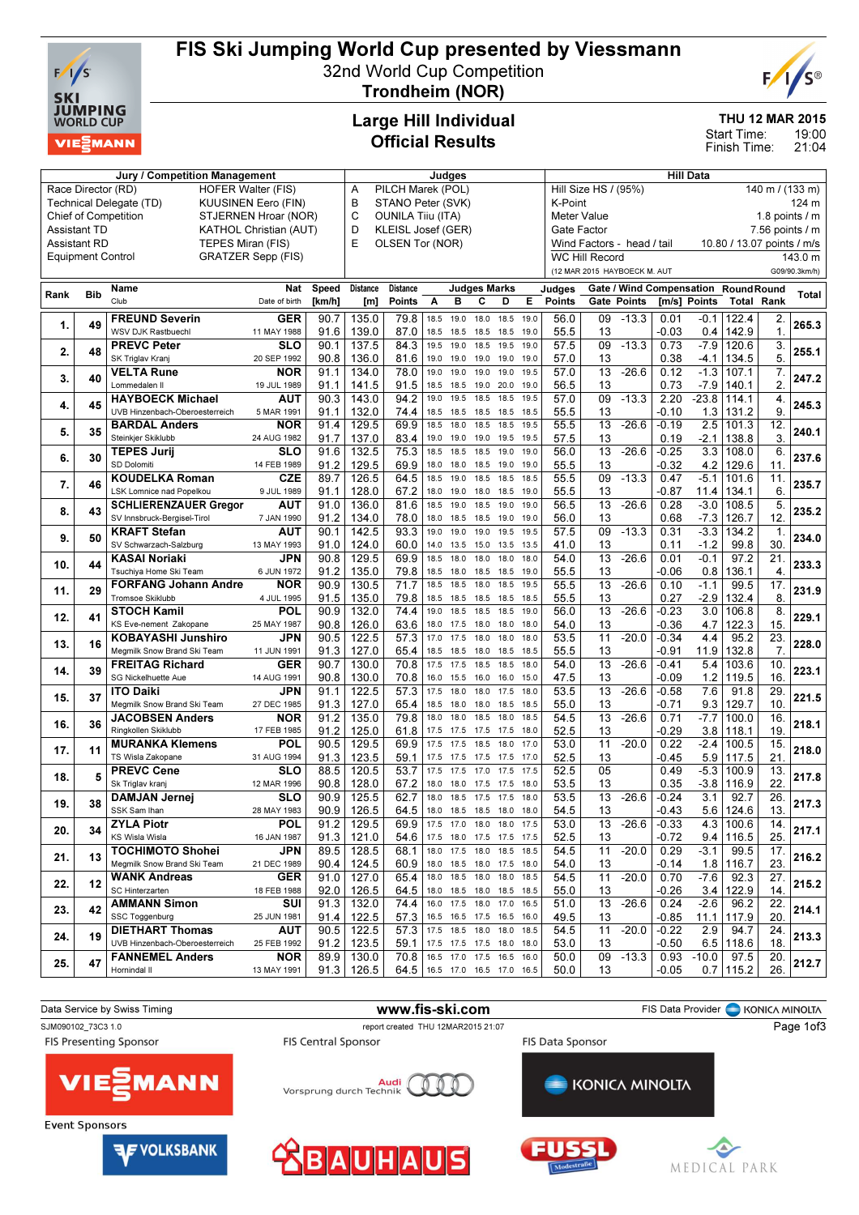# FIS Ski Jumping World Cup presented by Viessmann

32nd World Cup Competition

**Trondheim (NOR)**

## Large Hill Individual
## Official Results

THU 12 MAR 2015
Start Time: 19:00
Finish Time: 21:04

| Jury / Competition Management | | Judges | | Hill Data | |
|---|---|---|---|---|---|
| Race Director (RD) | HOFER Walter (FIS) | A | PILCH Marek (POL) | Hill Size HS / (95%) | 140 m / (133 m) |
| Technical Delegate (TD) | KUUSINEN Eero (FIN) | B | STANO Peter (SVK) | K-Point | 124 m |
| Chief of Competition | STJERNEN Hroar (NOR) | C | OUNILA Tiiu (ITA) | Meter Value | 1.8 points / m |
| Assistant TD | KATHOL Christian (AUT) | D | KLEISL Josef (GER) | Gate Factor | 7.56 points / m |
| Assistant RD | TEPES Miran (FIS) | E | OLSEN Tor (NOR) | Wind Factors - head / tail | 10.80 / 13.07 points / m/s |
| Equipment Control | GRATZER Sepp (FIS) | | | WC Hill Record | 143.0 m |
| | | | | (12 MAR 2015 HAYBOECK M. AUT | G09/90.3km/h) |

| Rank | Bib | Name / Club | Nat / Date of birth | Speed [km/h] | Distance [m] | Distance Points | A | B | C | D | E | Judges Points | Gate | Gate Points | Wind [m/s] | Wind Points | Round Total | Round Rank | Total |
|---|---|---|---|---|---|---|---|---|---|---|---|---|---|---|---|---|---|---|---|
| 1. | 49 | FREUND Severin | GER | 90.7 | 135.0 | 79.8 | 18.5 | 19.0 | 18.0 | 18.5 | 19.0 | 56.0 | 09 | -13.3 | 0.01 | -0.1 | 122.4 | 2. | 265.3 |
| | | WSV DJK Rastbuechl | 11 MAY 1988 | 91.6 | 139.0 | 87.0 | 18.5 | 18.5 | 18.5 | 18.5 | 19.0 | 55.5 | 13 | | -0.03 | 0.4 | 142.9 | 1. | |
| 2. | 48 | PREVC Peter | SLO | 90.1 | 137.5 | 84.3 | 19.5 | 19.0 | 19.5 | 19.5 | 19.0 | 57.5 | 09 | -13.3 | 0.73 | -7.9 | 120.6 | 3. | 255.1 |
| | | SK Triglav Kranj | 20 SEP 1992 | 90.8 | 136.0 | 81.6 | 19.0 | 19.0 | 19.0 | 19.0 | 19.0 | 57.0 | 13 | | 0.38 | -4.1 | 134.5 | 5. | |
| 3. | 40 | VELTA Rune | NOR | 91.1 | 134.0 | 78.0 | 19.0 | 19.0 | 19.0 | 19.0 | 19.5 | 57.0 | 13 | -26.6 | 0.12 | -1.3 | 107.1 | 7. | 247.2 |
| | | Lommedalen Il | 19 JUL 1989 | 91.1 | 141.5 | 91.5 | 18.5 | 18.5 | 19.0 | 20.0 | 19.0 | 56.5 | 13 | | 0.73 | -7.9 | 140.1 | 2. | |
| 4. | 45 | HAYBOECK Michael | AUT | 90.3 | 143.0 | 94.2 | 19.0 | 19.5 | 18.5 | 18.5 | 19.5 | 57.0 | 09 | -13.3 | 2.20 | -23.8 | 114.1 | 4. | 245.3 |
| | | UVB Hinzenbach-Oberoesterreich | 5 MAR 1991 | 91.1 | 132.0 | 74.4 | 18.5 | 18.5 | 18.5 | 18.5 | 18.5 | 55.5 | 13 | | -0.10 | 1.3 | 131.2 | 9. | |
| 5. | 35 | BARDAL Anders | NOR | 91.4 | 129.5 | 69.9 | 18.5 | 18.0 | 18.5 | 18.5 | 19.5 | 55.5 | 13 | -26.6 | -0.19 | 2.5 | 101.3 | 12. | 240.1 |
| | | Steinkjer Skiklubb | 24 AUG 1982 | 91.7 | 137.0 | 83.4 | 19.0 | 19.0 | 19.0 | 19.0 | 19.5 | 57.5 | 13 | | 0.19 | -2.1 | 138.8 | 3. | |
| 6. | 30 | TEPES Jurij | SLO | 91.6 | 132.5 | 75.3 | 18.5 | 18.5 | 18.5 | 19.0 | 19.0 | 56.0 | 13 | -26.6 | -0.25 | 3.3 | 108.0 | 6. | 237.6 |
| | | SD Dolomiti | 14 FEB 1989 | 91.2 | 129.5 | 69.9 | 18.0 | 18.0 | 18.5 | 19.0 | 19.0 | 55.5 | 13 | | -0.32 | 4.2 | 129.6 | 11. | |
| 7. | 46 | KOUDELKA Roman | CZE | 89.7 | 126.5 | 64.5 | 18.5 | 19.0 | 18.5 | 18.5 | 18.5 | 55.5 | 09 | -13.3 | 0.47 | -5.1 | 101.6 | 11. | 235.7 |
| | | LSK Lomnice nad Popelkou | 9 JUL 1989 | 91.1 | 128.0 | 67.2 | 18.0 | 19.0 | 18.0 | 18.5 | 19.0 | 55.5 | 13 | | -0.87 | 11.4 | 134.1 | 6. | |
| 8. | 43 | SCHLIERENZAUER Gregor | AUT | 91.0 | 136.0 | 81.6 | 18.5 | 19.0 | 18.5 | 19.0 | 19.0 | 56.5 | 13 | -26.6 | 0.28 | -3.0 | 108.5 | 5. | 235.2 |
| | | SV Innsbruck-Bergisel-Tirol | 7 JAN 1990 | 91.2 | 134.0 | 78.0 | 18.0 | 18.5 | 18.5 | 19.0 | 19.0 | 56.0 | 13 | | 0.68 | -7.3 | 126.7 | 12. | |
| 9. | 50 | KRAFT Stefan | AUT | 90.1 | 142.5 | 93.3 | 19.0 | 19.0 | 19.0 | 19.5 | 19.5 | 57.5 | 09 | -13.3 | 0.31 | -3.3 | 134.2 | 1. | 234.0 |
| | | SV Schwarzach-Salzburg | 13 MAY 1993 | 91.0 | 124.0 | 60.0 | 14.0 | 13.5 | 15.0 | 13.5 | 13.5 | 41.0 | 13 | | 0.11 | -1.2 | 99.8 | 30. | |
| 10. | 44 | KASAI Noriaki | JPN | 90.8 | 129.5 | 69.9 | 18.5 | 18.0 | 18.0 | 18.0 | 18.0 | 54.0 | 13 | -26.6 | 0.01 | -0.1 | 97.2 | 21. | 233.3 |
| | | Tsuchiya Home Ski Team | 6 JUN 1972 | 91.2 | 135.0 | 79.8 | 18.5 | 18.5 | 18.5 | 18.5 | 19.0 | 55.5 | 13 | | -0.06 | 0.8 | 136.1 | 4. | |
| 11. | 29 | FORFANG Johann Andre | NOR | 90.9 | 130.5 | 71.7 | 18.5 | 18.5 | 18.0 | 18.5 | 19.5 | 55.5 | 13 | -26.6 | 0.10 | -1.1 | 99.5 | 17. | 231.9 |
| | | Tromsoe Skiklubb | 4 JUL 1995 | 91.5 | 135.0 | 79.8 | 18.5 | 18.5 | 18.5 | 18.5 | 18.5 | 55.5 | 13 | | 0.27 | -2.9 | 132.4 | 8. | |
| 12. | 41 | STOCH Kamil | POL | 90.9 | 132.0 | 74.4 | 19.0 | 18.5 | 18.5 | 18.5 | 19.0 | 56.0 | 13 | -26.6 | -0.23 | 3.0 | 106.8 | 8. | 229.1 |
| | | KS Eve-nement Zakopane | 25 MAY 1987 | 90.8 | 126.0 | 63.6 | 18.0 | 17.5 | 18.0 | 18.0 | 18.0 | 54.0 | 13 | | -0.36 | 4.7 | 122.3 | 15. | |
| 13. | 16 | KOBAYASHI Junshiro | JPN | 90.5 | 122.5 | 57.3 | 17.0 | 17.5 | 18.0 | 18.0 | 18.0 | 53.5 | 11 | -20.0 | -0.34 | 4.4 | 95.2 | 23. | 228.0 |
| | | Megmilk Snow Brand Ski Team | 11 JUN 1991 | 91.3 | 127.0 | 65.4 | 18.5 | 18.5 | 18.0 | 18.5 | 18.5 | 55.5 | 13 | | -0.91 | 11.9 | 132.8 | 7. | |
| 14. | 39 | FREITAG Richard | GER | 90.7 | 130.0 | 70.8 | 17.5 | 17.5 | 18.5 | 18.5 | 18.0 | 54.0 | 13 | -26.6 | -0.41 | 5.4 | 103.6 | 10. | 223.1 |
| | | SG Nickelhuette Aue | 14 AUG 1991 | 90.8 | 130.0 | 70.8 | 16.0 | 15.5 | 16.0 | 16.0 | 15.0 | 47.5 | 13 | | -0.09 | 1.2 | 119.5 | 16. | |
| 15. | 37 | ITO Daiki | JPN | 91.1 | 122.5 | 57.3 | 17.5 | 18.0 | 18.0 | 17.5 | 18.0 | 53.5 | 13 | -26.6 | -0.58 | 7.6 | 91.8 | 29. | 221.5 |
| | | Megmilk Snow Brand Ski Team | 27 DEC 1985 | 91.3 | 127.0 | 65.4 | 18.5 | 18.0 | 18.5 | 18.5 | 18.0 | 55.0 | 13 | | -0.71 | 9.3 | 129.7 | 10. | |
| 16. | 36 | JACOBSEN Anders | NOR | 91.2 | 135.0 | 79.8 | 18.0 | 18.0 | 18.5 | 18.0 | 18.5 | 54.5 | 13 | -26.6 | 0.71 | -7.7 | 100.0 | 16. | 218.1 |
| | | Ringkollen Skiklubb | 17 FEB 1985 | 91.2 | 125.0 | 61.8 | 17.5 | 17.5 | 17.5 | 17.5 | 18.0 | 52.5 | 13 | | -0.29 | 3.8 | 118.1 | 19. | |
| 17. | 11 | MURANKA Klemens | POL | 90.5 | 129.5 | 69.9 | 17.5 | 17.5 | 18.5 | 18.0 | 17.0 | 53.0 | 11 | -20.0 | 0.22 | -2.4 | 100.5 | 15. | 218.0 |
| | | TS Wisla Zakopane | 31 AUG 1994 | 91.3 | 123.5 | 59.1 | 17.5 | 17.5 | 17.5 | 17.5 | 17.0 | 52.5 | 13 | | -0.45 | 5.9 | 117.5 | 21. | |
| 18. | 5 | PREVC Cene | SLO | 88.5 | 120.5 | 53.7 | 17.5 | 17.5 | 17.0 | 17.5 | 17.5 | 52.5 | 05 | | 0.49 | -5.3 | 100.9 | 13. | 217.8 |
| | | Sk Triglav kranj | 12 MAR 1996 | 90.8 | 128.0 | 67.2 | 18.0 | 18.0 | 17.5 | 17.5 | 18.0 | 53.5 | 13 | | 0.35 | -3.8 | 116.9 | 22. | |
| 19. | 38 | DAMJAN Jernej | SLO | 90.9 | 125.5 | 62.7 | 18.0 | 18.5 | 17.5 | 17.5 | 18.0 | 53.5 | 13 | -26.6 | -0.24 | 3.1 | 92.7 | 26. | 217.3 |
| | | SSK Sam Ihan | 28 MAY 1983 | 90.9 | 126.5 | 64.5 | 18.0 | 18.0 | 18.5 | 18.0 | 18.0 | 54.5 | 13 | | -0.43 | 5.6 | 124.6 | 13. | |
| 20. | 34 | ZYLA Piotr | POL | 91.2 | 129.5 | 69.9 | 17.5 | 17.0 | 18.0 | 18.0 | 17.5 | 53.0 | 13 | -26.6 | -0.33 | 4.3 | 100.6 | 14. | 217.1 |
| | | KS Wisla Wisla | 16 JAN 1987 | 91.3 | 121.0 | 54.6 | 17.5 | 18.0 | 17.5 | 17.5 | 17.5 | 52.5 | 13 | | -0.72 | 9.4 | 116.5 | 25. | |
| 21. | 13 | TOCHIMOTO Shohei | JPN | 89.5 | 128.5 | 68.1 | 18.0 | 17.5 | 18.0 | 18.5 | 18.5 | 54.5 | 11 | -20.0 | 0.29 | -3.1 | 99.5 | 17. | 216.2 |
| | | Megmilk Snow Brand Ski Team | 21 DEC 1989 | 90.4 | 124.5 | 60.9 | 18.0 | 18.0 | 18.0 | 17.5 | 18.0 | 54.0 | 13 | | -0.14 | 1.8 | 116.7 | 23. | |
| 22. | 12 | WANK Andreas | GER | 91.0 | 127.0 | 65.4 | 18.0 | 18.5 | 18.0 | 18.0 | 18.5 | 54.5 | 11 | -20.0 | 0.70 | -7.6 | 92.3 | 27. | 215.2 |
| | | SC Hinterzarten | 18 FEB 1988 | 92.0 | 126.5 | 64.5 | 18.0 | 18.5 | 18.5 | 18.0 | 18.5 | 55.0 | 13 | | -0.26 | 3.4 | 122.9 | 14. | |
| 23. | 42 | AMMANN Simon | SUI | 91.3 | 132.0 | 74.4 | 16.0 | 17.5 | 18.0 | 17.0 | 16.5 | 51.0 | 13 | -26.6 | 0.24 | -2.6 | 96.2 | 22. | 214.1 |
| | | SSC Toggenburg | 25 JUN 1981 | 91.4 | 122.5 | 57.3 | 16.5 | 16.5 | 17.5 | 16.5 | 16.0 | 49.5 | 13 | | -0.85 | 11.1 | 117.9 | 20. | |
| 24. | 19 | DIETHART Thomas | AUT | 90.5 | 122.5 | 57.3 | 17.5 | 18.5 | 18.0 | 18.0 | 18.0 | 54.5 | 11 | -20.0 | -0.22 | 2.9 | 94.7 | 24. | 213.3 |
| | | UVB Hinzenbach-Oberoesterreich | 25 FEB 1992 | 91.2 | 123.5 | 59.1 | 17.5 | 17.5 | 17.5 | 18.0 | 18.0 | 53.0 | 13 | | -0.50 | 6.5 | 118.6 | 18. | |
| 25. | 47 | FANNEMEL Anders | NOR | 89.9 | 130.0 | 70.8 | 16.5 | 17.0 | 17.5 | 16.5 | 16.0 | 50.0 | 09 | -13.3 | 0.93 | -10.0 | 97.5 | 20. | 212.7 |
| | | Hornindal Il | 13 MAY 1991 | 91.3 | 126.5 | 64.5 | 16.5 | 17.0 | 16.5 | 17.0 | 16.5 | 50.0 | 13 | | -0.05 | 0.7 | 115.2 | 26. | |

Data Service by Swiss Timing — www.fis-ski.com — FIS Data Provider KONICA MINOLTA

SJM090102_73C3 1.0 — report created THU 12MAR2015 21:07

FIS Presenting Sponsor: VIESSMANN — FIS Central Sponsor: Audi Vorsprung durch Technik — FIS Data Sponsor: KONICA MINOLTA

Event Sponsors: VOLKSBANK, BAUHAUS, FUSSL Modestraße, MEDICAL PARK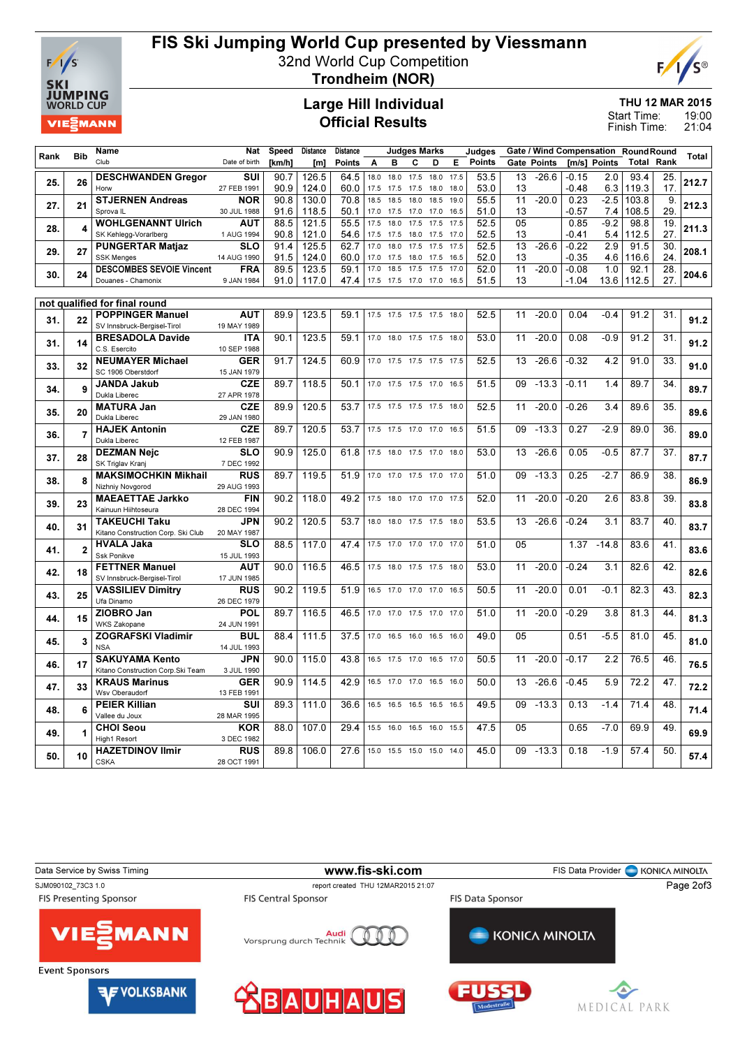# FIS Ski Jumping World Cup presented by Viessmann

32nd World Cup Competition

**Trondheim (NOR)**

## Large Hill Individual
## Official Results

THU 12 MAR 2015
Start Time: 19:00
Finish Time: 21:04

| Rank | Bib | Name / Club | Nat / Date of birth | Speed [km/h] | Distance [m] | Distance Points | A | B | C | D | E | Judges Points | Gate | Gate Points | Wind [m/s] | Wind Points | Round Total | Round Rank | Total |
|---|---|---|---|---|---|---|---|---|---|---|---|---|---|---|---|---|---|---|---|
| 25. | 26 | **DESCHWANDEN Gregor** / Horw | SUI / 27 FEB 1991 | 90.7 | 126.5 | 64.5 | 18.0 | 18.0 | 17.5 | 18.0 | 17.5 | 53.5 | 13 | -26.6 | -0.15 | 2.0 | 93.4 | 25. | 212.7 |
| | | | | 90.9 | 124.0 | 60.0 | 17.5 | 17.5 | 17.5 | 18.0 | 18.0 | 53.0 | 13 | | -0.48 | 6.3 | 119.3 | 17. | |
| 27. | 21 | **STJERNEN Andreas** / Sprova IL | NOR / 30 JUL 1988 | 90.8 | 130.0 | 70.8 | 18.5 | 18.5 | 18.0 | 18.5 | 19.0 | 55.5 | 11 | -20.0 | 0.23 | -2.5 | 103.8 | 9. | 212.3 |
| | | | | 91.6 | 118.5 | 50.1 | 17.0 | 17.5 | 17.0 | 17.0 | 16.5 | 51.0 | 13 | | -0.57 | 7.4 | 108.5 | 29. | |
| 28. | 4 | **WOHLGENANNT Ulrich** / SK Kehlegg-Vorarlberg | AUT / 1 AUG 1994 | 88.5 | 121.5 | 55.5 | 17.5 | 18.0 | 17.5 | 17.5 | 17.5 | 52.5 | 05 | | 0.85 | -9.2 | 98.8 | 19. | 211.3 |
| | | | | 90.8 | 121.0 | 54.6 | 17.5 | 17.5 | 18.0 | 17.5 | 17.0 | 52.5 | 13 | | -0.41 | 5.4 | 112.5 | 27. | |
| 29. | 27 | **PUNGERTAR Matjaz** / SSK Menges | SLO / 14 AUG 1990 | 91.4 | 125.5 | 62.7 | 17.0 | 18.0 | 17.5 | 17.5 | 17.5 | 52.5 | 13 | -26.6 | -0.22 | 2.9 | 91.5 | 30. | 208.1 |
| | | | | 91.5 | 124.0 | 60.0 | 17.0 | 17.5 | 18.0 | 17.5 | 16.5 | 52.0 | 13 | | -0.35 | 4.6 | 116.6 | 24. | |
| 30. | 24 | **DESCOMBES SEVOIE Vincent** / Douanes - Chamonix | FRA / 9 JAN 1984 | 89.5 | 123.5 | 59.1 | 17.0 | 18.5 | 17.5 | 17.5 | 17.0 | 52.0 | 11 | -20.0 | -0.08 | 1.0 | 92.1 | 28. | 204.6 |
| | | | | 91.0 | 117.0 | 47.4 | 17.5 | 17.5 | 17.0 | 17.0 | 16.5 | 51.5 | 13 | | -1.04 | 13.6 | 112.5 | 27. | |

**not qualified for final round**

| Rank | Bib | Name / Club | Nat / Date of birth | Speed [km/h] | Distance [m] | Distance Points | A | B | C | D | E | Judges Points | Gate | Gate Points | Wind [m/s] | Wind Points | Round Total | Round Rank | Total |
|---|---|---|---|---|---|---|---|---|---|---|---|---|---|---|---|---|---|---|---|
| 31. | 22 | **POPPINGER Manuel** / SV Innsbruck-Bergisel-Tirol | AUT / 19 MAY 1989 | 89.9 | 123.5 | 59.1 | 17.5 | 17.5 | 17.5 | 17.5 | 18.0 | 52.5 | 11 | -20.0 | 0.04 | -0.4 | 91.2 | 31. | 91.2 |
| 31. | 14 | **BRESADOLA Davide** / C.S. Esercito | ITA / 10 SEP 1988 | 90.1 | 123.5 | 59.1 | 17.0 | 18.0 | 17.5 | 17.5 | 18.0 | 53.0 | 11 | -20.0 | 0.08 | -0.9 | 91.2 | 31. | 91.2 |
| 33. | 32 | **NEUMAYER Michael** / SC 1906 Oberstdorf | GER / 15 JAN 1979 | 91.7 | 124.5 | 60.9 | 17.0 | 17.5 | 17.5 | 17.5 | 17.5 | 52.5 | 13 | -26.6 | -0.32 | 4.2 | 91.0 | 33. | 91.0 |
| 34. | 9 | **JANDA Jakub** / Dukla Liberec | CZE / 27 APR 1978 | 89.7 | 118.5 | 50.1 | 17.0 | 17.5 | 17.5 | 17.0 | 16.5 | 51.5 | 09 | -13.3 | -0.11 | 1.4 | 89.7 | 34. | 89.7 |
| 35. | 20 | **MATURA Jan** / Dukla Liberec | CZE / 29 JAN 1980 | 89.9 | 120.5 | 53.7 | 17.5 | 17.5 | 17.5 | 17.5 | 18.0 | 52.5 | 11 | -20.0 | -0.26 | 3.4 | 89.6 | 35. | 89.6 |
| 36. | 7 | **HAJEK Antonin** / Dukla Liberec | CZE / 12 FEB 1987 | 89.7 | 120.5 | 53.7 | 17.5 | 17.5 | 17.0 | 17.0 | 16.5 | 51.5 | 09 | -13.3 | 0.27 | -2.9 | 89.0 | 36. | 89.0 |
| 37. | 28 | **DEZMAN Nejc** / SK Triglav Kranj | SLO / 7 DEC 1992 | 90.9 | 125.0 | 61.8 | 17.5 | 18.0 | 17.5 | 17.0 | 18.0 | 53.0 | 13 | -26.6 | 0.05 | -0.5 | 87.7 | 37. | 87.7 |
| 38. | 8 | **MAKSIMOCHKIN Mikhail** / Nizhniy Novgorod | RUS / 29 AUG 1993 | 89.7 | 119.5 | 51.9 | 17.0 | 17.0 | 17.5 | 17.0 | 17.0 | 51.0 | 09 | -13.3 | 0.25 | -2.7 | 86.9 | 38. | 86.9 |
| 39. | 23 | **MAEAETTAE Jarkko** / Kainuun Hiihtoseura | FIN / 28 DEC 1994 | 90.2 | 118.0 | 49.2 | 17.5 | 18.0 | 17.0 | 17.0 | 17.5 | 52.0 | 11 | -20.0 | -0.20 | 2.6 | 83.8 | 39. | 83.8 |
| 40. | 31 | **TAKEUCHI Taku** / Kitano Construction Corp. Ski Club | JPN / 20 MAY 1987 | 90.2 | 120.5 | 53.7 | 18.0 | 18.0 | 17.5 | 17.5 | 18.0 | 53.5 | 13 | -26.6 | -0.24 | 3.1 | 83.7 | 40. | 83.7 |
| 41. | 2 | **HVALA Jaka** / Ssk Ponikve | SLO / 15 JUL 1993 | 88.5 | 117.0 | 47.4 | 17.5 | 17.0 | 17.0 | 17.0 | 17.0 | 51.0 | 05 | | 1.37 | -14.8 | 83.6 | 41. | 83.6 |
| 42. | 18 | **FETTNER Manuel** / SV Innsbruck-Bergisel-Tirol | AUT / 17 JUN 1985 | 90.0 | 116.5 | 46.5 | 17.5 | 18.0 | 17.5 | 17.5 | 18.0 | 53.0 | 11 | -20.0 | -0.24 | 3.1 | 82.6 | 42. | 82.6 |
| 43. | 25 | **VASSILIEV Dimitry** / Ufa Dinamo | RUS / 26 DEC 1979 | 90.2 | 119.5 | 51.9 | 16.5 | 17.0 | 17.0 | 17.0 | 16.5 | 50.5 | 11 | -20.0 | 0.01 | -0.1 | 82.3 | 43. | 82.3 |
| 44. | 15 | **ZIOBRO Jan** / WKS Zakopane | POL / 24 JUN 1991 | 89.7 | 116.5 | 46.5 | 17.0 | 17.0 | 17.5 | 17.0 | 17.0 | 51.0 | 11 | -20.0 | -0.29 | 3.8 | 81.3 | 44. | 81.3 |
| 45. | 3 | **ZOGRAFSKI Vladimir** / NSA | BUL / 14 JUL 1993 | 88.4 | 111.5 | 37.5 | 17.0 | 16.5 | 16.0 | 16.5 | 16.0 | 49.0 | 05 | | 0.51 | -5.5 | 81.0 | 45. | 81.0 |
| 46. | 17 | **SAKUYAMA Kento** / Kitano Construction Corp.Ski Team | JPN / 3 JUL 1990 | 90.0 | 115.0 | 43.8 | 16.5 | 17.5 | 17.0 | 16.5 | 17.0 | 50.5 | 11 | -20.0 | -0.17 | 2.2 | 76.5 | 46. | 76.5 |
| 47. | 33 | **KRAUS Marinus** / Wsv Oberaudorf | GER / 13 FEB 1991 | 90.9 | 114.5 | 42.9 | 16.5 | 17.0 | 17.0 | 16.5 | 16.0 | 50.0 | 13 | -26.6 | -0.45 | 5.9 | 72.2 | 47. | 72.2 |
| 48. | 6 | **PEIER Killian** / Vallee du Joux | SUI / 28 MAR 1995 | 89.3 | 111.0 | 36.6 | 16.5 | 16.5 | 16.5 | 16.5 | 16.5 | 49.5 | 09 | -13.3 | 0.13 | -1.4 | 71.4 | 48. | 71.4 |
| 49. | 1 | **CHOI Seou** / High1 Resort | KOR / 3 DEC 1982 | 88.0 | 107.0 | 29.4 | 15.5 | 16.0 | 16.5 | 16.0 | 15.5 | 47.5 | 05 | | 0.65 | -7.0 | 69.9 | 49. | 69.9 |
| 50. | 10 | **HAZETDINOV Ilmir** / CSKA | RUS / 28 OCT 1991 | 89.8 | 106.0 | 27.6 | 15.0 | 15.5 | 15.0 | 15.0 | 14.0 | 45.0 | 09 | -13.3 | 0.18 | -1.9 | 57.4 | 50. | 57.4 |

Data Service by Swiss Timing — www.fis-ski.com — FIS Data Provider KONICA MINOLTA

SJM090102_73C3 1.0 — report created THU 12MAR2015 21:07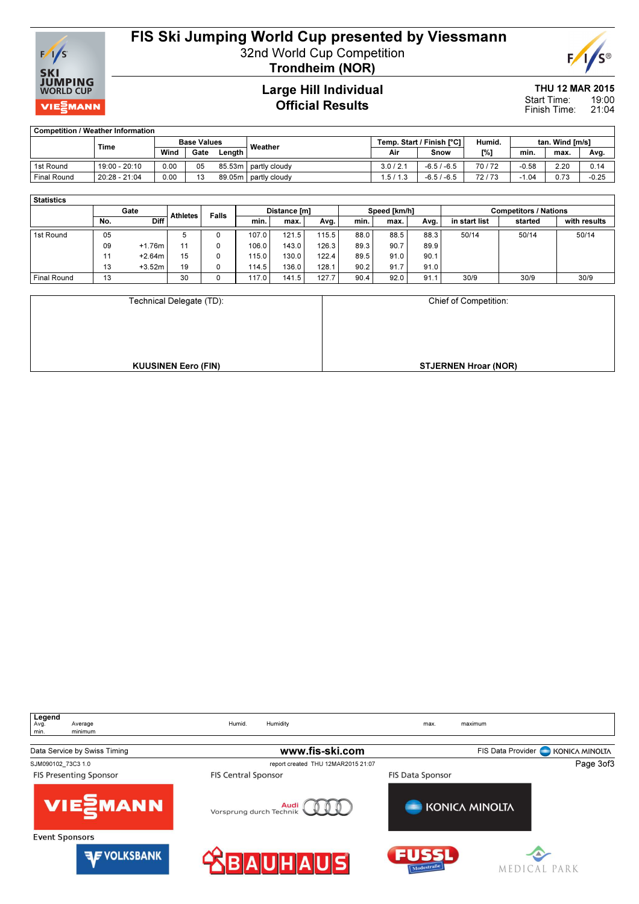# FIS Ski Jumping World Cup presented by Viessmann

32nd World Cup Competition

**Trondheim (NOR)**

## Large Hill Individual
## Official Results

**THU 12 MAR 2015**
Start Time: 19:00
Finish Time: 21:04

**Competition / Weather Information**

| | Time | Base Values | | | Weather | Temp. Start / Finish [°C] | | Humid. | tan. Wind [m/s] | | |
|---|---|---|---|---|---|---|---|---|---|---|---|
| | | Wind | Gate | Length | | Air | Snow | [%] | min. | max. | Avg. |
| 1st Round | 19:00 - 20:10 | 0.00 | 05 | 85.53m | partly cloudy | 3.0 / 2.1 | -6.5 / -6.5 | 70 / 72 | -0.58 | 2.20 | 0.14 |
| Final Round | 20:28 - 21:04 | 0.00 | 13 | 89.05m | partly cloudy | 1.5 / 1.3 | -6.5 / -6.5 | 72 / 73 | -1.04 | 0.73 | -0.25 |

**Statistics**

| | Gate | | Athletes | Falls | Distance [m] | | | Speed [km/h] | | | Competitors / Nations | | |
|---|---|---|---|---|---|---|---|---|---|---|---|---|---|
| | No. | Diff | | | min. | max. | Avg. | min. | max. | Avg. | in start list | started | with results |
| 1st Round | 05 | | 5 | 0 | 107.0 | 121.5 | 115.5 | 88.0 | 88.5 | 88.3 | 50/14 | 50/14 | 50/14 |
| | 09 | +1.76m | 11 | 0 | 106.0 | 143.0 | 126.3 | 89.3 | 90.7 | 89.9 | | | |
| | 11 | +2.64m | 15 | 0 | 115.0 | 130.0 | 122.4 | 89.5 | 91.0 | 90.1 | | | |
| | 13 | +3.52m | 19 | 0 | 114.5 | 136.0 | 128.1 | 90.2 | 91.7 | 91.0 | | | |
| Final Round | 13 | | 30 | 0 | 117.0 | 141.5 | 127.7 | 90.4 | 92.0 | 91.1 | 30/9 | 30/9 | 30/9 |

| Technical Delegate (TD): | Chief of Competition: |
|---|---|
| **KUUSINEN Eero (FIN)** | **STJERNEN Hroar (NOR)** |

**Legend**
Avg. Average
min. minimum
Humid. Humidity
max. maximum

Data Service by Swiss Timing — www.fis-ski.com — FIS Data Provider KONICA MINOLTA

SJM090102_73C3 1.0 — report created THU 12MAR2015 21:07

FIS Presenting Sponsor: VIESSMANN — FIS Central Sponsor: Audi Vorsprung durch Technik — FIS Data Sponsor: KONICA MINOLTA

Event Sponsors: VOLKSBANK, BAUHAUS, FUSSL Modestraße, MEDICAL PARK